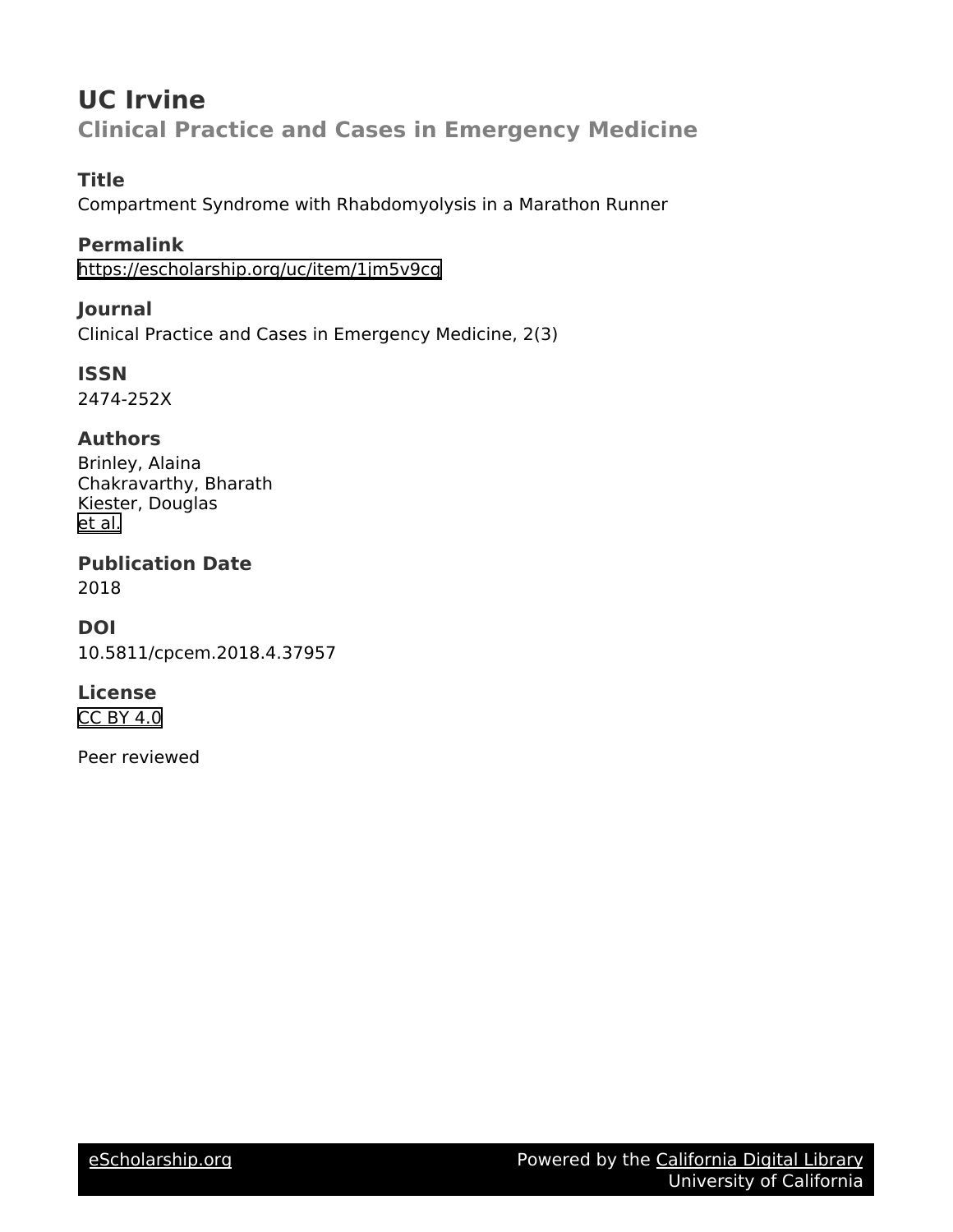# UC Irvine

## Clinical Practice and Cases in Emergency Medicine

### Title

Compartment Syndrome with Rhabdomyolysis in a Marathon Runner

### Permalink

https://escholarship.org/uc/item/1jm5v9cg

### Journal

Clinical Practice and Cases in Emergency Medicine, 2(3)

### ISSN

2474-252X

### Authors

Brinley, Alaina
Chakravarthy, Bharath
Kiester, Douglas
et al.

### Publication Date

2018

### DOI

10.5811/cpcem.2018.4.37957

### License

CC BY 4.0

Peer reviewed

eScholarship.org Powered by the California Digital Library University of California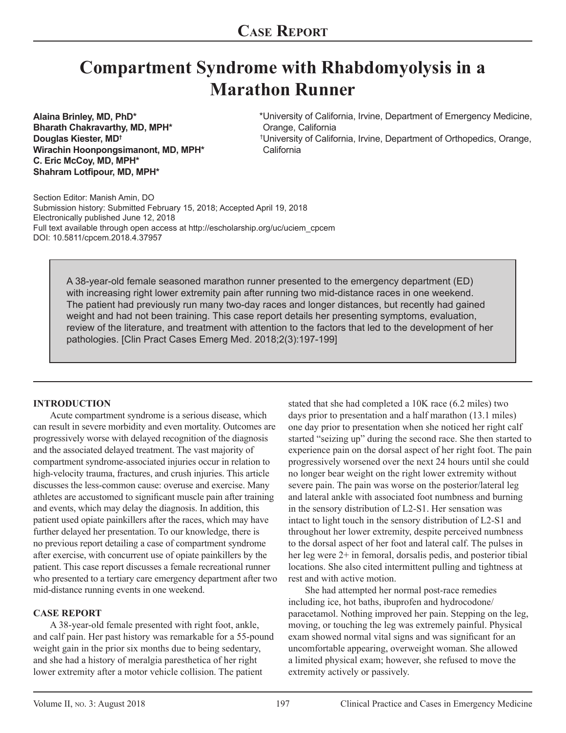**Case Report**

# Compartment Syndrome with Rhabdomyolysis in a Marathon Runner

**Alaina Brinley, MD, PhD***
**Bharath Chakravarthy, MD, MPH***
**Douglas Kiester, MD†**
**Wirachin Hoonpongsimanont, MD, MPH***
**C. Eric McCoy, MD, MPH***
**Shahram Lotfipour, MD, MPH***

*University of California, Irvine, Department of Emergency Medicine, Orange, California
†University of California, Irvine, Department of Orthopedics, Orange, California

Section Editor: Manish Amin, DO
Submission history: Submitted February 15, 2018; Accepted April 19, 2018
Electronically published June 12, 2018
Full text available through open access at http://escholarship.org/uc/uciem_cpcem
DOI: 10.5811/cpcem.2018.4.37957

A 38-year-old female seasoned marathon runner presented to the emergency department (ED) with increasing right lower extremity pain after running two mid-distance races in one weekend. The patient had previously run many two-day races and longer distances, but recently had gained weight and had not been training. This case report details her presenting symptoms, evaluation, review of the literature, and treatment with attention to the factors that led to the development of her pathologies. [Clin Pract Cases Emerg Med. 2018;2(3):197-199]

## INTRODUCTION

Acute compartment syndrome is a serious disease, which can result in severe morbidity and even mortality. Outcomes are progressively worse with delayed recognition of the diagnosis and the associated delayed treatment. The vast majority of compartment syndrome-associated injuries occur in relation to high-velocity trauma, fractures, and crush injuries. This article discusses the less-common cause: overuse and exercise. Many athletes are accustomed to significant muscle pain after training and events, which may delay the diagnosis. In addition, this patient used opiate painkillers after the races, which may have further delayed her presentation. To our knowledge, there is no previous report detailing a case of compartment syndrome after exercise, with concurrent use of opiate painkillers by the patient. This case report discusses a female recreational runner who presented to a tertiary care emergency department after two mid-distance running events in one weekend.

## CASE REPORT

A 38-year-old female presented with right foot, ankle, and calf pain. Her past history was remarkable for a 55-pound weight gain in the prior six months due to being sedentary, and she had a history of meralgia paresthetica of her right lower extremity after a motor vehicle collision. The patient stated that she had completed a 10K race (6.2 miles) two days prior to presentation and a half marathon (13.1 miles) one day prior to presentation when she noticed her right calf started "seizing up" during the second race. She then started to experience pain on the dorsal aspect of her right foot. The pain progressively worsened over the next 24 hours until she could no longer bear weight on the right lower extremity without severe pain. The pain was worse on the posterior/lateral leg and lateral ankle with associated foot numbness and burning in the sensory distribution of L2-S1. Her sensation was intact to light touch in the sensory distribution of L2-S1 and throughout her lower extremity, despite perceived numbness to the dorsal aspect of her foot and lateral calf. The pulses in her leg were 2+ in femoral, dorsalis pedis, and posterior tibial locations. She also cited intermittent pulling and tightness at rest and with active motion.

She had attempted her normal post-race remedies including ice, hot baths, ibuprofen and hydrocodone/paracetamol. Nothing improved her pain. Stepping on the leg, moving, or touching the leg was extremely painful. Physical exam showed normal vital signs and was significant for an uncomfortable appearing, overweight woman. She allowed a limited physical exam; however, she refused to move the extremity actively or passively.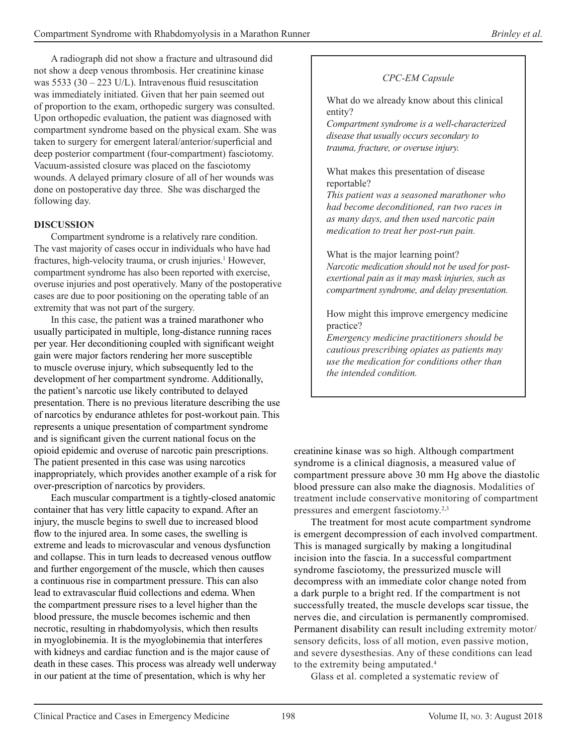A radiograph did not show a fracture and ultrasound did not show a deep venous thrombosis. Her creatinine kinase was 5533 (30 – 223 U/L). Intravenous fluid resuscitation was immediately initiated. Given that her pain seemed out of proportion to the exam, orthopedic surgery was consulted. Upon orthopedic evaluation, the patient was diagnosed with compartment syndrome based on the physical exam. She was taken to surgery for emergent lateral/anterior/superficial and deep posterior compartment (four-compartment) fasciotomy. Vacuum-assisted closure was placed on the fasciotomy wounds. A delayed primary closure of all of her wounds was done on postoperative day three. She was discharged the following day.

## DISCUSSION

Compartment syndrome is a relatively rare condition. The vast majority of cases occur in individuals who have had fractures, high-velocity trauma, or crush injuries.[1] However, compartment syndrome has also been reported with exercise, overuse injuries and post operatively. Many of the postoperative cases are due to poor positioning on the operating table of an extremity that was not part of the surgery.

In this case, the patient was a trained marathoner who usually participated in multiple, long-distance running races per year. Her deconditioning coupled with significant weight gain were major factors rendering her more susceptible to muscle overuse injury, which subsequently led to the development of her compartment syndrome. Additionally, the patient's narcotic use likely contributed to delayed presentation. There is no previous literature describing the use of narcotics by endurance athletes for post-workout pain. This represents a unique presentation of compartment syndrome and is significant given the current national focus on the opioid epidemic and overuse of narcotic pain prescriptions. The patient presented in this case was using narcotics inappropriately, which provides another example of a risk for over-prescription of narcotics by providers.

Each muscular compartment is a tightly-closed anatomic container that has very little capacity to expand. After an injury, the muscle begins to swell due to increased blood flow to the injured area. In some cases, the swelling is extreme and leads to microvascular and venous dysfunction and collapse. This in turn leads to decreased venous outflow and further engorgement of the muscle, which then causes a continuous rise in compartment pressure. This can also lead to extravascular fluid collections and edema. When the compartment pressure rises to a level higher than the blood pressure, the muscle becomes ischemic and then necrotic, resulting in rhabdomyolysis, which then results in myoglobinemia. It is the myoglobinemia that interferes with kidneys and cardiac function and is the major cause of death in these cases. This process was already well underway in our patient at the time of presentation, which is why her creatinine kinase was so high. Although compartment syndrome is a clinical diagnosis, a measured value of compartment pressure above 30 mm Hg above the diastolic blood pressure can also make the diagnosis. Modalities of treatment include conservative monitoring of compartment pressures and emergent fasciotomy.[2,3]

The treatment for most acute compartment syndrome is emergent decompression of each involved compartment. This is managed surgically by making a longitudinal incision into the fascia. In a successful compartment syndrome fasciotomy, the pressurized muscle will decompress with an immediate color change noted from a dark purple to a bright red. If the compartment is not successfully treated, the muscle develops scar tissue, the nerves die, and circulation is permanently compromised. Permanent disability can result including extremity motor/sensory deficits, loss of all motion, even passive motion, and severe dysesthesias. Any of these conditions can lead to the extremity being amputated.[4]

Glass et al. completed a systematic review of

> *CPC-EM Capsule*
>
> What do we already know about this clinical entity?
> *Compartment syndrome is a well-characterized disease that usually occurs secondary to trauma, fracture, or overuse injury.*
>
> What makes this presentation of disease reportable?
> *This patient was a seasoned marathoner who had become deconditioned, ran two races in as many days, and then used narcotic pain medication to treat her post-run pain.*
>
> What is the major learning point?
> *Narcotic medication should not be used for post-exertional pain as it may mask injuries, such as compartment syndrome, and delay presentation.*
>
> How might this improve emergency medicine practice?
> *Emergency medicine practitioners should be cautious prescribing opiates as patients may use the medication for conditions other than the intended condition.*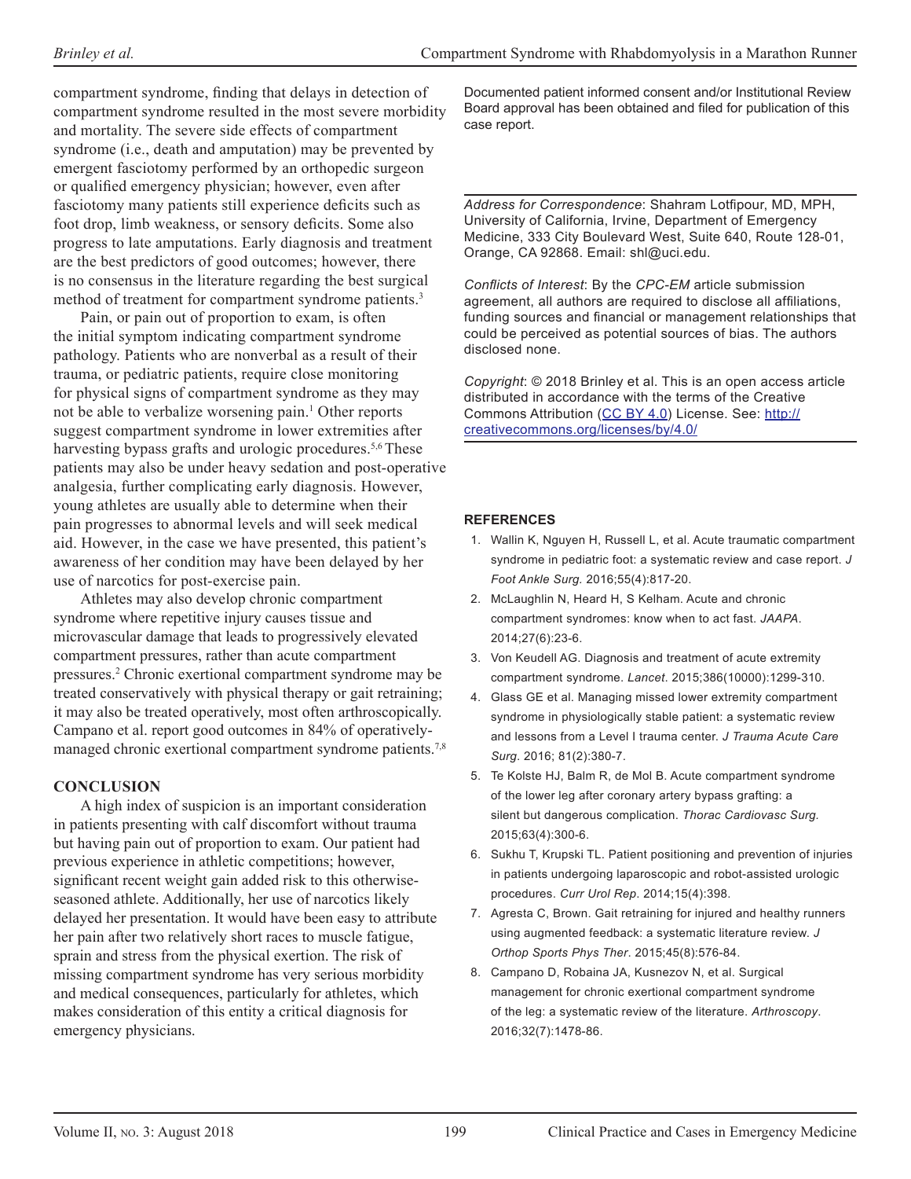compartment syndrome, finding that delays in detection of compartment syndrome resulted in the most severe morbidity and mortality. The severe side effects of compartment syndrome (i.e., death and amputation) may be prevented by emergent fasciotomy performed by an orthopedic surgeon or qualified emergency physician; however, even after fasciotomy many patients still experience deficits such as foot drop, limb weakness, or sensory deficits. Some also progress to late amputations. Early diagnosis and treatment are the best predictors of good outcomes; however, there is no consensus in the literature regarding the best surgical method of treatment for compartment syndrome patients.[3]

Pain, or pain out of proportion to exam, is often the initial symptom indicating compartment syndrome pathology. Patients who are nonverbal as a result of their trauma, or pediatric patients, require close monitoring for physical signs of compartment syndrome as they may not be able to verbalize worsening pain.[1] Other reports suggest compartment syndrome in lower extremities after harvesting bypass grafts and urologic procedures.[5,6] These patients may also be under heavy sedation and post-operative analgesia, further complicating early diagnosis. However, young athletes are usually able to determine when their pain progresses to abnormal levels and will seek medical aid. However, in the case we have presented, this patient's awareness of her condition may have been delayed by her use of narcotics for post-exercise pain.

Athletes may also develop chronic compartment syndrome where repetitive injury causes tissue and microvascular damage that leads to progressively elevated compartment pressures, rather than acute compartment pressures.[2] Chronic exertional compartment syndrome may be treated conservatively with physical therapy or gait retraining; it may also be treated operatively, most often arthroscopically. Campano et al. report good outcomes in 84% of operatively-managed chronic exertional compartment syndrome patients.[7,8]

## CONCLUSION

A high index of suspicion is an important consideration in patients presenting with calf discomfort without trauma but having pain out of proportion to exam. Our patient had previous experience in athletic competitions; however, significant recent weight gain added risk to this otherwise-seasoned athlete. Additionally, her use of narcotics likely delayed her presentation. It would have been easy to attribute her pain after two relatively short races to muscle fatigue, sprain and stress from the physical exertion. The risk of missing compartment syndrome has very serious morbidity and medical consequences, particularly for athletes, which makes consideration of this entity a critical diagnosis for emergency physicians.

Documented patient informed consent and/or Institutional Review Board approval has been obtained and filed for publication of this case report.

*Address for Correspondence*: Shahram Lotfipour, MD, MPH, University of California, Irvine, Department of Emergency Medicine, 333 City Boulevard West, Suite 640, Route 128-01, Orange, CA 92868. Email: shl@uci.edu.

*Conflicts of Interest*: By the *CPC-EM* article submission agreement, all authors are required to disclose all affiliations, funding sources and financial or management relationships that could be perceived as potential sources of bias. The authors disclosed none.

*Copyright*: © 2018 Brinley et al. This is an open access article distributed in accordance with the terms of the Creative Commons Attribution (CC BY 4.0) License. See: http://creativecommons.org/licenses/by/4.0/

## REFERENCES

1. Wallin K, Nguyen H, Russell L, et al. Acute traumatic compartment syndrome in pediatric foot: a systematic review and case report. *J Foot Ankle Surg.* 2016;55(4):817-20.
2. McLaughlin N, Heard H, S Kelham. Acute and chronic compartment syndromes: know when to act fast. *JAAPA*. 2014;27(6):23-6.
3. Von Keudell AG. Diagnosis and treatment of acute extremity compartment syndrome. *Lancet*. 2015;386(10000):1299-310.
4. Glass GE et al. Managing missed lower extremity compartment syndrome in physiologically stable patient: a systematic review and lessons from a Level I trauma center. *J Trauma Acute Care Surg*. 2016; 81(2):380-7.
5. Te Kolste HJ, Balm R, de Mol B. Acute compartment syndrome of the lower leg after coronary artery bypass grafting: a silent but dangerous complication. *Thorac Cardiovasc Surg.* 2015;63(4):300-6.
6. Sukhu T, Krupski TL. Patient positioning and prevention of injuries in patients undergoing laparoscopic and robot-assisted urologic procedures. *Curr Urol Rep*. 2014;15(4):398.
7. Agresta C, Brown. Gait retraining for injured and healthy runners using augmented feedback: a systematic literature review. *J Orthop Sports Phys Ther*. 2015;45(8):576-84.
8. Campano D, Robaina JA, Kusnezov N, et al. Surgical management for chronic exertional compartment syndrome of the leg: a systematic review of the literature. *Arthroscopy*. 2016;32(7):1478-86.